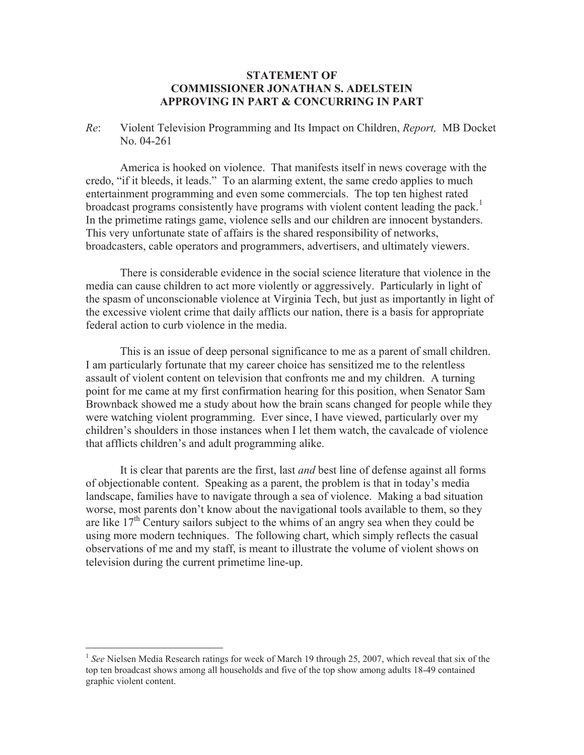**STATEMENT OF**
**COMMISSIONER JONATHAN S. ADELSTEIN**
**APPROVING IN PART & CONCURRING IN PART**

*Re*: Violent Television Programming and Its Impact on Children, *Report,* MB Docket No. 04-261

America is hooked on violence. That manifests itself in news coverage with the credo, "if it bleeds, it leads." To an alarming extent, the same credo applies to much entertainment programming and even some commercials. The top ten highest rated broadcast programs consistently have programs with violent content leading the pack.[1] In the primetime ratings game, violence sells and our children are innocent bystanders. This very unfortunate state of affairs is the shared responsibility of networks, broadcasters, cable operators and programmers, advertisers, and ultimately viewers.

There is considerable evidence in the social science literature that violence in the media can cause children to act more violently or aggressively. Particularly in light of the spasm of unconscionable violence at Virginia Tech, but just as importantly in light of the excessive violent crime that daily afflicts our nation, there is a basis for appropriate federal action to curb violence in the media.

This is an issue of deep personal significance to me as a parent of small children. I am particularly fortunate that my career choice has sensitized me to the relentless assault of violent content on television that confronts me and my children. A turning point for me came at my first confirmation hearing for this position, when Senator Sam Brownback showed me a study about how the brain scans changed for people while they were watching violent programming. Ever since, I have viewed, particularly over my children's shoulders in those instances when I let them watch, the cavalcade of violence that afflicts children's and adult programming alike.

It is clear that parents are the first, last *and* best line of defense against all forms of objectionable content. Speaking as a parent, the problem is that in today's media landscape, families have to navigate through a sea of violence. Making a bad situation worse, most parents don't know about the navigational tools available to them, so they are like 17th Century sailors subject to the whims of an angry sea when they could be using more modern techniques. The following chart, which simply reflects the casual observations of me and my staff, is meant to illustrate the volume of violent shows on television during the current primetime line-up.

---

[1] *See* Nielsen Media Research ratings for week of March 19 through 25, 2007, which reveal that six of the top ten broadcast shows among all households and five of the top show among adults 18-49 contained graphic violent content.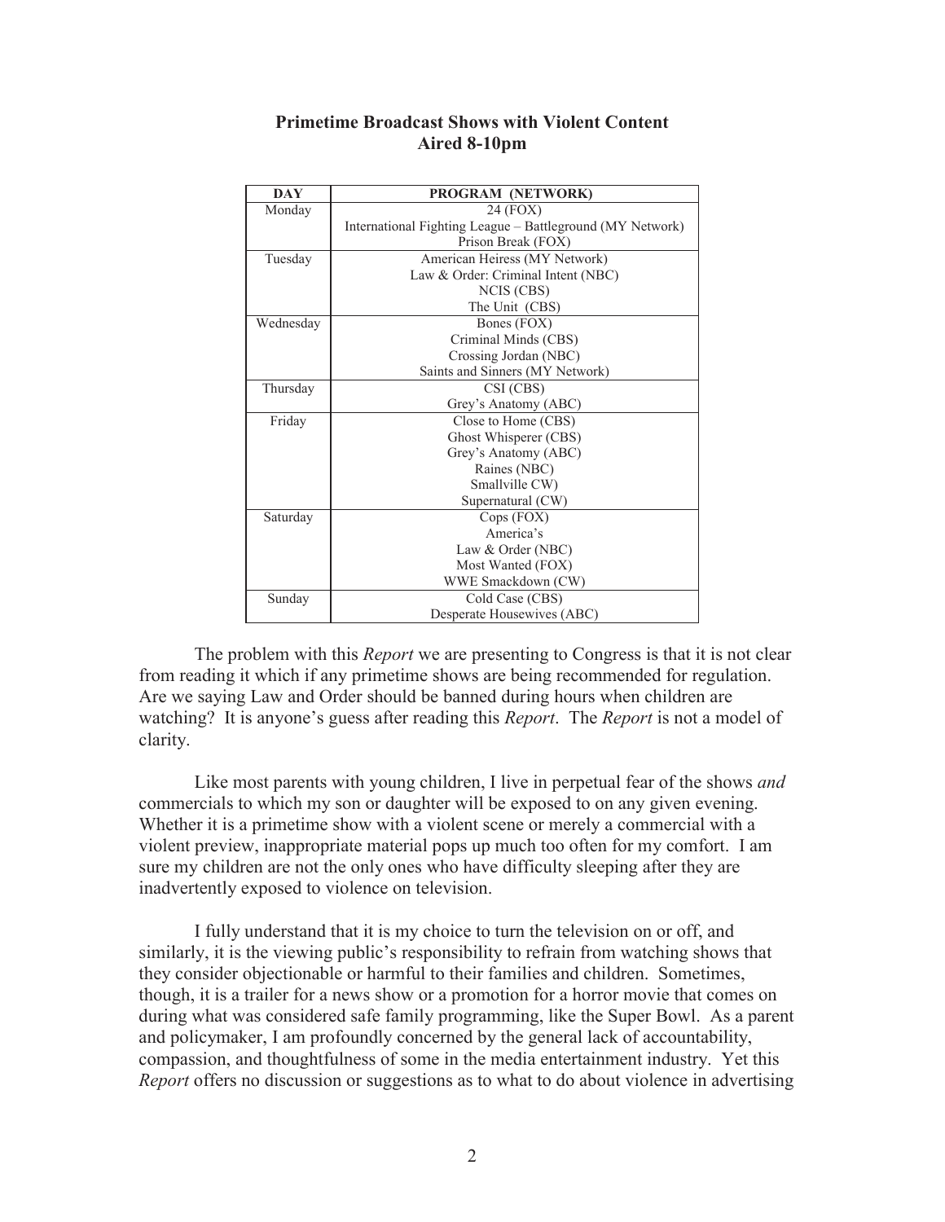**Primetime Broadcast Shows with Violent Content**
**Aired 8-10pm**

| DAY | PROGRAM (NETWORK) |
|---|---|
| Monday | 24 (FOX)<br>International Fighting League – Battleground (MY Network)<br>Prison Break (FOX) |
| Tuesday | American Heiress (MY Network)<br>Law & Order: Criminal Intent (NBC)<br>NCIS (CBS)<br>The Unit (CBS) |
| Wednesday | Bones (FOX)<br>Criminal Minds (CBS)<br>Crossing Jordan (NBC)<br>Saints and Sinners (MY Network) |
| Thursday | CSI (CBS)<br>Grey's Anatomy (ABC) |
| Friday | Close to Home (CBS)<br>Ghost Whisperer (CBS)<br>Grey's Anatomy (ABC)<br>Raines (NBC)<br>Smallville CW)<br>Supernatural (CW) |
| Saturday | Cops (FOX)<br>America's<br>Law & Order (NBC)<br>Most Wanted (FOX)<br>WWE Smackdown (CW) |
| Sunday | Cold Case (CBS)<br>Desperate Housewives (ABC) |

The problem with this *Report* we are presenting to Congress is that it is not clear from reading it which if any primetime shows are being recommended for regulation. Are we saying Law and Order should be banned during hours when children are watching? It is anyone's guess after reading this *Report*. The *Report* is not a model of clarity.

Like most parents with young children, I live in perpetual fear of the shows *and* commercials to which my son or daughter will be exposed to on any given evening. Whether it is a primetime show with a violent scene or merely a commercial with a violent preview, inappropriate material pops up much too often for my comfort. I am sure my children are not the only ones who have difficulty sleeping after they are inadvertently exposed to violence on television.

I fully understand that it is my choice to turn the television on or off, and similarly, it is the viewing public's responsibility to refrain from watching shows that they consider objectionable or harmful to their families and children. Sometimes, though, it is a trailer for a news show or a promotion for a horror movie that comes on during what was considered safe family programming, like the Super Bowl. As a parent and policymaker, I am profoundly concerned by the general lack of accountability, compassion, and thoughtfulness of some in the media entertainment industry. Yet this *Report* offers no discussion or suggestions as to what to do about violence in advertising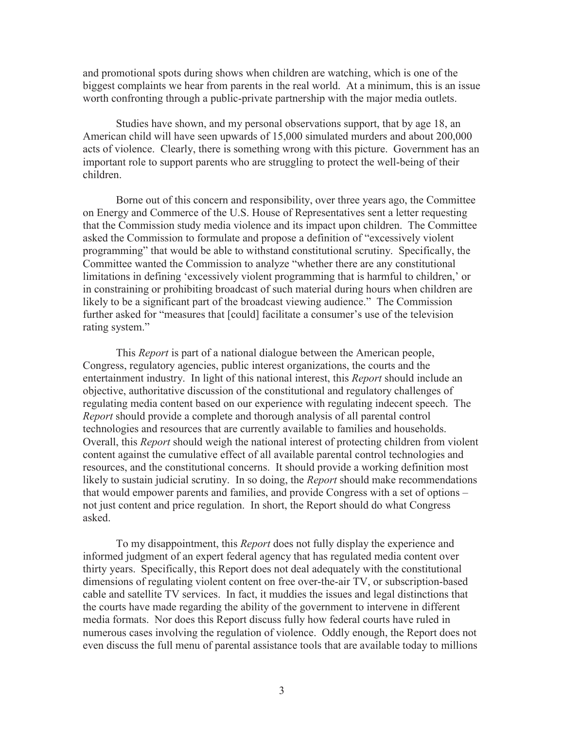and promotional spots during shows when children are watching, which is one of the biggest complaints we hear from parents in the real world. At a minimum, this is an issue worth confronting through a public-private partnership with the major media outlets.

Studies have shown, and my personal observations support, that by age 18, an American child will have seen upwards of 15,000 simulated murders and about 200,000 acts of violence. Clearly, there is something wrong with this picture. Government has an important role to support parents who are struggling to protect the well-being of their children.

Borne out of this concern and responsibility, over three years ago, the Committee on Energy and Commerce of the U.S. House of Representatives sent a letter requesting that the Commission study media violence and its impact upon children. The Committee asked the Commission to formulate and propose a definition of "excessively violent programming" that would be able to withstand constitutional scrutiny. Specifically, the Committee wanted the Commission to analyze "whether there are any constitutional limitations in defining 'excessively violent programming that is harmful to children,' or in constraining or prohibiting broadcast of such material during hours when children are likely to be a significant part of the broadcast viewing audience." The Commission further asked for "measures that [could] facilitate a consumer's use of the television rating system."

This *Report* is part of a national dialogue between the American people, Congress, regulatory agencies, public interest organizations, the courts and the entertainment industry. In light of this national interest, this *Report* should include an objective, authoritative discussion of the constitutional and regulatory challenges of regulating media content based on our experience with regulating indecent speech. The *Report* should provide a complete and thorough analysis of all parental control technologies and resources that are currently available to families and households. Overall, this *Report* should weigh the national interest of protecting children from violent content against the cumulative effect of all available parental control technologies and resources, and the constitutional concerns. It should provide a working definition most likely to sustain judicial scrutiny. In so doing, the *Report* should make recommendations that would empower parents and families, and provide Congress with a set of options – not just content and price regulation. In short, the Report should do what Congress asked.

To my disappointment, this *Report* does not fully display the experience and informed judgment of an expert federal agency that has regulated media content over thirty years. Specifically, this Report does not deal adequately with the constitutional dimensions of regulating violent content on free over-the-air TV, or subscription-based cable and satellite TV services. In fact, it muddies the issues and legal distinctions that the courts have made regarding the ability of the government to intervene in different media formats. Nor does this Report discuss fully how federal courts have ruled in numerous cases involving the regulation of violence. Oddly enough, the Report does not even discuss the full menu of parental assistance tools that are available today to millions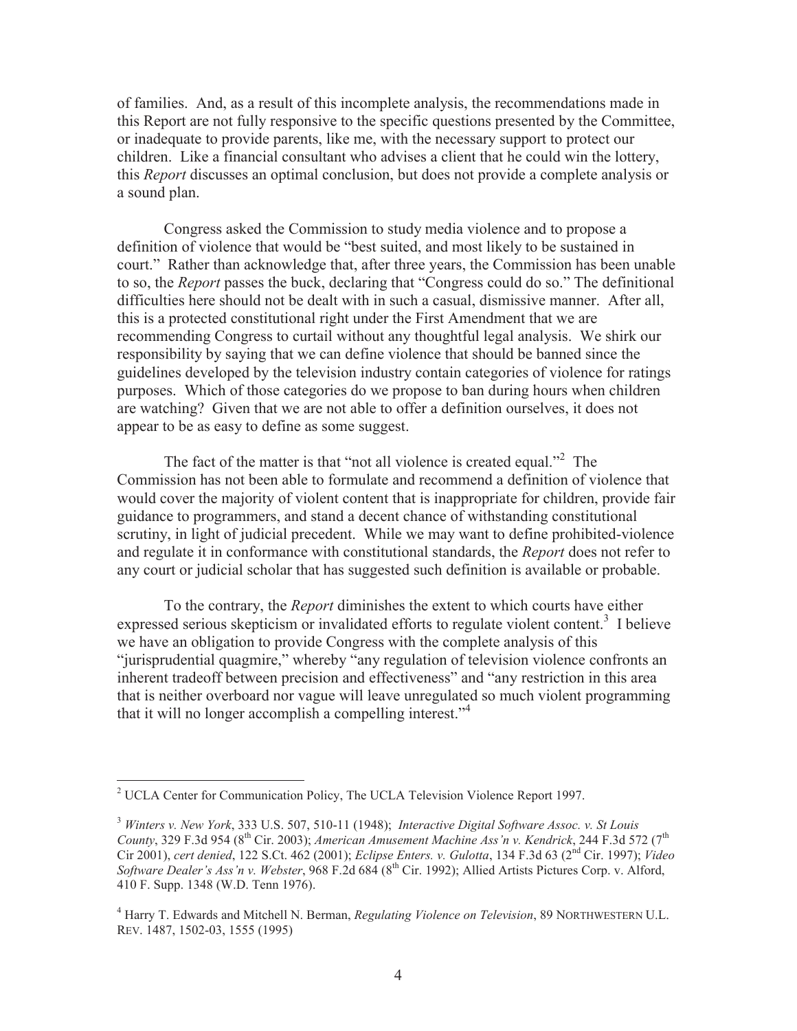of families. And, as a result of this incomplete analysis, the recommendations made in this Report are not fully responsive to the specific questions presented by the Committee, or inadequate to provide parents, like me, with the necessary support to protect our children. Like a financial consultant who advises a client that he could win the lottery, this *Report* discusses an optimal conclusion, but does not provide a complete analysis or a sound plan.

Congress asked the Commission to study media violence and to propose a definition of violence that would be "best suited, and most likely to be sustained in court." Rather than acknowledge that, after three years, the Commission has been unable to so, the *Report* passes the buck, declaring that "Congress could do so." The definitional difficulties here should not be dealt with in such a casual, dismissive manner. After all, this is a protected constitutional right under the First Amendment that we are recommending Congress to curtail without any thoughtful legal analysis. We shirk our responsibility by saying that we can define violence that should be banned since the guidelines developed by the television industry contain categories of violence for ratings purposes. Which of those categories do we propose to ban during hours when children are watching? Given that we are not able to offer a definition ourselves, it does not appear to be as easy to define as some suggest.

The fact of the matter is that "not all violence is created equal."[2] The Commission has not been able to formulate and recommend a definition of violence that would cover the majority of violent content that is inappropriate for children, provide fair guidance to programmers, and stand a decent chance of withstanding constitutional scrutiny, in light of judicial precedent. While we may want to define prohibited-violence and regulate it in conformance with constitutional standards, the *Report* does not refer to any court or judicial scholar that has suggested such definition is available or probable.

To the contrary, the *Report* diminishes the extent to which courts have either expressed serious skepticism or invalidated efforts to regulate violent content.[3] I believe we have an obligation to provide Congress with the complete analysis of this "jurisprudential quagmire," whereby "any regulation of television violence confronts an inherent tradeoff between precision and effectiveness" and "any restriction in this area that is neither overboard nor vague will leave unregulated so much violent programming that it will no longer accomplish a compelling interest."[4]

---

[2] UCLA Center for Communication Policy, The UCLA Television Violence Report 1997.

[3] *Winters v. New York*, 333 U.S. 507, 510-11 (1948); *Interactive Digital Software Assoc. v. St Louis County*, 329 F.3d 954 (8th Cir. 2003); *American Amusement Machine Ass'n v. Kendrick*, 244 F.3d 572 (7th Cir 2001), *cert denied*, 122 S.Ct. 462 (2001); *Eclipse Enters. v. Gulotta*, 134 F.3d 63 (2nd Cir. 1997); *Video Software Dealer's Ass'n v. Webster*, 968 F.2d 684 (8th Cir. 1992); Allied Artists Pictures Corp. v. Alford, 410 F. Supp. 1348 (W.D. Tenn 1976).

[4] Harry T. Edwards and Mitchell N. Berman, *Regulating Violence on Television*, 89 NORTHWESTERN U.L. REV. 1487, 1502-03, 1555 (1995)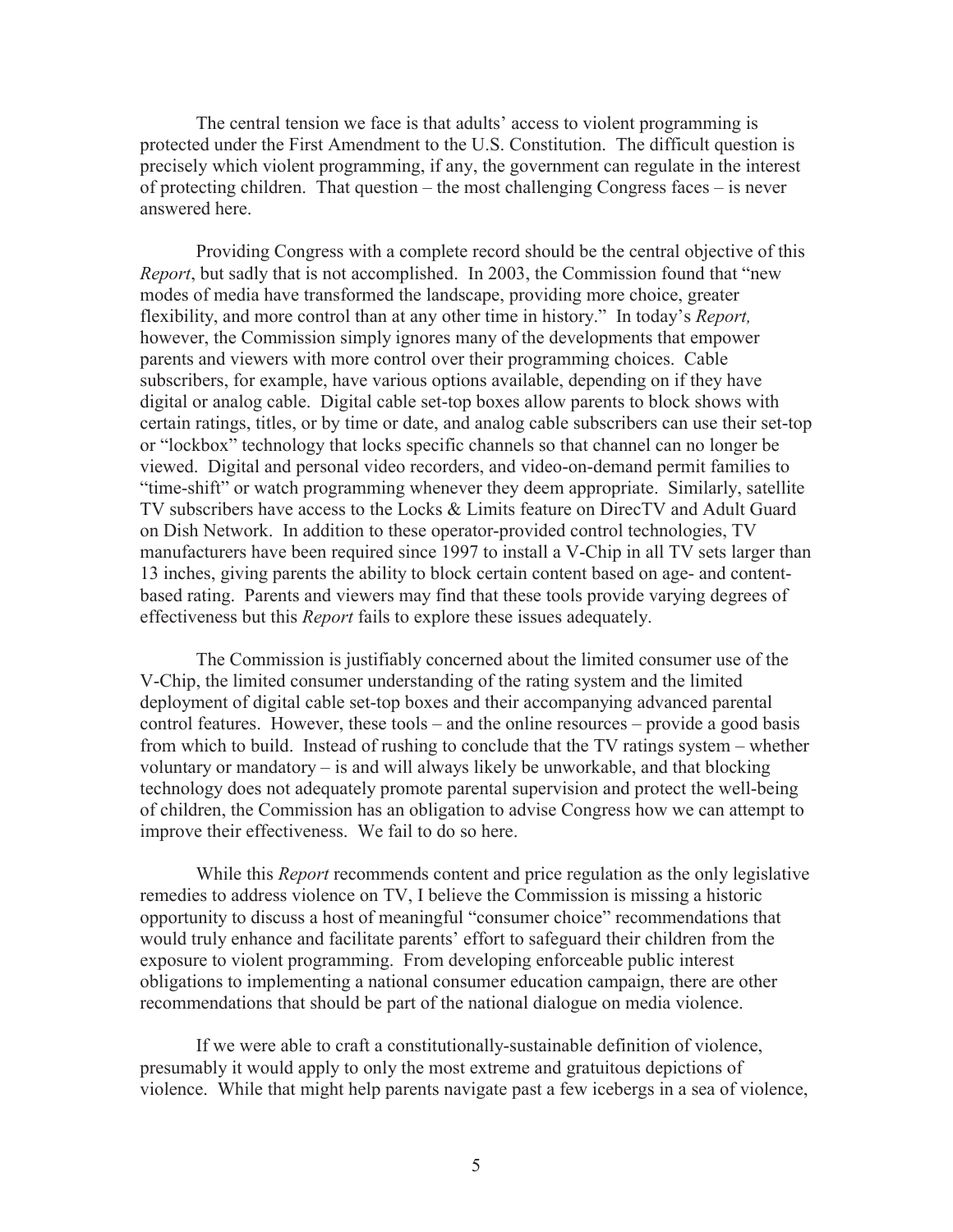The central tension we face is that adults' access to violent programming is protected under the First Amendment to the U.S. Constitution. The difficult question is precisely which violent programming, if any, the government can regulate in the interest of protecting children. That question – the most challenging Congress faces – is never answered here.

Providing Congress with a complete record should be the central objective of this *Report*, but sadly that is not accomplished. In 2003, the Commission found that "new modes of media have transformed the landscape, providing more choice, greater flexibility, and more control than at any other time in history." In today's *Report,* however, the Commission simply ignores many of the developments that empower parents and viewers with more control over their programming choices. Cable subscribers, for example, have various options available, depending on if they have digital or analog cable. Digital cable set-top boxes allow parents to block shows with certain ratings, titles, or by time or date, and analog cable subscribers can use their set-top or "lockbox" technology that locks specific channels so that channel can no longer be viewed. Digital and personal video recorders, and video-on-demand permit families to "time-shift" or watch programming whenever they deem appropriate. Similarly, satellite TV subscribers have access to the Locks & Limits feature on DirecTV and Adult Guard on Dish Network. In addition to these operator-provided control technologies, TV manufacturers have been required since 1997 to install a V-Chip in all TV sets larger than 13 inches, giving parents the ability to block certain content based on age- and content-based rating. Parents and viewers may find that these tools provide varying degrees of effectiveness but this *Report* fails to explore these issues adequately.

The Commission is justifiably concerned about the limited consumer use of the V-Chip, the limited consumer understanding of the rating system and the limited deployment of digital cable set-top boxes and their accompanying advanced parental control features. However, these tools – and the online resources – provide a good basis from which to build. Instead of rushing to conclude that the TV ratings system – whether voluntary or mandatory – is and will always likely be unworkable, and that blocking technology does not adequately promote parental supervision and protect the well-being of children, the Commission has an obligation to advise Congress how we can attempt to improve their effectiveness. We fail to do so here.

While this *Report* recommends content and price regulation as the only legislative remedies to address violence on TV, I believe the Commission is missing a historic opportunity to discuss a host of meaningful "consumer choice" recommendations that would truly enhance and facilitate parents' effort to safeguard their children from the exposure to violent programming. From developing enforceable public interest obligations to implementing a national consumer education campaign, there are other recommendations that should be part of the national dialogue on media violence.

If we were able to craft a constitutionally-sustainable definition of violence, presumably it would apply to only the most extreme and gratuitous depictions of violence. While that might help parents navigate past a few icebergs in a sea of violence,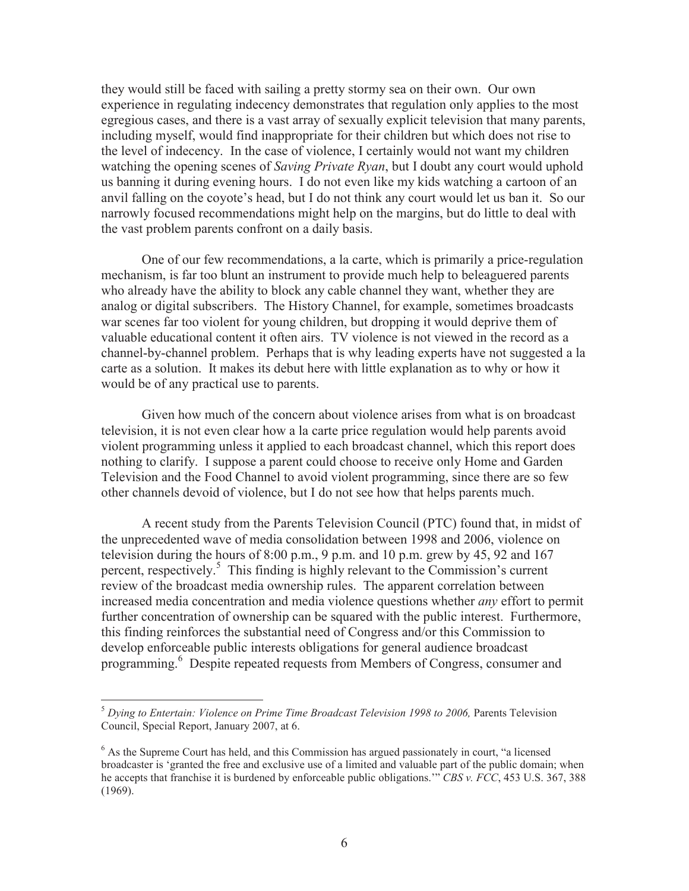they would still be faced with sailing a pretty stormy sea on their own. Our own experience in regulating indecency demonstrates that regulation only applies to the most egregious cases, and there is a vast array of sexually explicit television that many parents, including myself, would find inappropriate for their children but which does not rise to the level of indecency. In the case of violence, I certainly would not want my children watching the opening scenes of *Saving Private Ryan*, but I doubt any court would uphold us banning it during evening hours. I do not even like my kids watching a cartoon of an anvil falling on the coyote's head, but I do not think any court would let us ban it. So our narrowly focused recommendations might help on the margins, but do little to deal with the vast problem parents confront on a daily basis.

One of our few recommendations, a la carte, which is primarily a price-regulation mechanism, is far too blunt an instrument to provide much help to beleaguered parents who already have the ability to block any cable channel they want, whether they are analog or digital subscribers. The History Channel, for example, sometimes broadcasts war scenes far too violent for young children, but dropping it would deprive them of valuable educational content it often airs. TV violence is not viewed in the record as a channel-by-channel problem. Perhaps that is why leading experts have not suggested a la carte as a solution. It makes its debut here with little explanation as to why or how it would be of any practical use to parents.

Given how much of the concern about violence arises from what is on broadcast television, it is not even clear how a la carte price regulation would help parents avoid violent programming unless it applied to each broadcast channel, which this report does nothing to clarify. I suppose a parent could choose to receive only Home and Garden Television and the Food Channel to avoid violent programming, since there are so few other channels devoid of violence, but I do not see how that helps parents much.

A recent study from the Parents Television Council (PTC) found that, in midst of the unprecedented wave of media consolidation between 1998 and 2006, violence on television during the hours of 8:00 p.m., 9 p.m. and 10 p.m. grew by 45, 92 and 167 percent, respectively.[5] This finding is highly relevant to the Commission's current review of the broadcast media ownership rules. The apparent correlation between increased media concentration and media violence questions whether *any* effort to permit further concentration of ownership can be squared with the public interest. Furthermore, this finding reinforces the substantial need of Congress and/or this Commission to develop enforceable public interests obligations for general audience broadcast programming.[6] Despite repeated requests from Members of Congress, consumer and

---

[5] *Dying to Entertain: Violence on Prime Time Broadcast Television 1998 to 2006,* Parents Television Council, Special Report, January 2007, at 6.

[6] As the Supreme Court has held, and this Commission has argued passionately in court, "a licensed broadcaster is 'granted the free and exclusive use of a limited and valuable part of the public domain; when he accepts that franchise it is burdened by enforceable public obligations.'" *CBS v. FCC*, 453 U.S. 367, 388 (1969).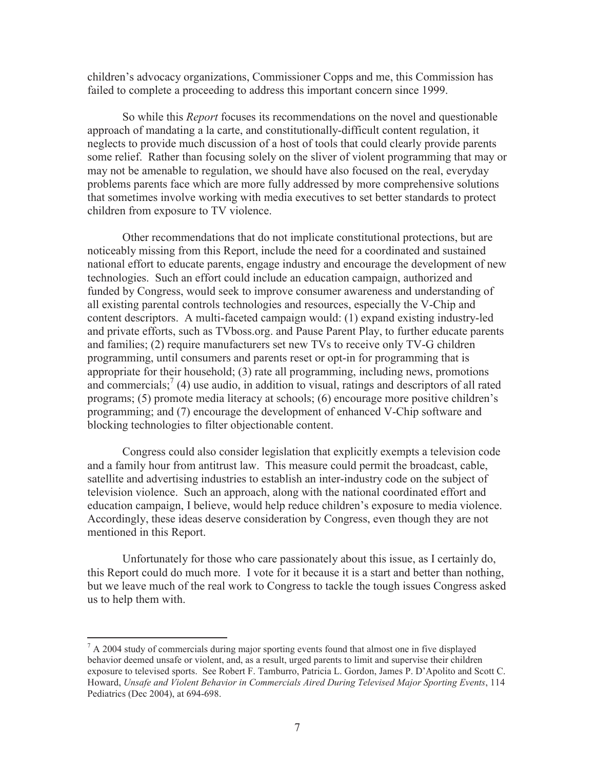children's advocacy organizations, Commissioner Copps and me, this Commission has failed to complete a proceeding to address this important concern since 1999.

So while this *Report* focuses its recommendations on the novel and questionable approach of mandating a la carte, and constitutionally-difficult content regulation, it neglects to provide much discussion of a host of tools that could clearly provide parents some relief. Rather than focusing solely on the sliver of violent programming that may or may not be amenable to regulation, we should have also focused on the real, everyday problems parents face which are more fully addressed by more comprehensive solutions that sometimes involve working with media executives to set better standards to protect children from exposure to TV violence.

Other recommendations that do not implicate constitutional protections, but are noticeably missing from this Report, include the need for a coordinated and sustained national effort to educate parents, engage industry and encourage the development of new technologies. Such an effort could include an education campaign, authorized and funded by Congress, would seek to improve consumer awareness and understanding of all existing parental controls technologies and resources, especially the V-Chip and content descriptors. A multi-faceted campaign would: (1) expand existing industry-led and private efforts, such as TVboss.org. and Pause Parent Play, to further educate parents and families; (2) require manufacturers set new TVs to receive only TV-G children programming, until consumers and parents reset or opt-in for programming that is appropriate for their household; (3) rate all programming, including news, promotions and commercials;[7] (4) use audio, in addition to visual, ratings and descriptors of all rated programs; (5) promote media literacy at schools; (6) encourage more positive children's programming; and (7) encourage the development of enhanced V-Chip software and blocking technologies to filter objectionable content.

Congress could also consider legislation that explicitly exempts a television code and a family hour from antitrust law. This measure could permit the broadcast, cable, satellite and advertising industries to establish an inter-industry code on the subject of television violence. Such an approach, along with the national coordinated effort and education campaign, I believe, would help reduce children's exposure to media violence. Accordingly, these ideas deserve consideration by Congress, even though they are not mentioned in this Report.

Unfortunately for those who care passionately about this issue, as I certainly do, this Report could do much more. I vote for it because it is a start and better than nothing, but we leave much of the real work to Congress to tackle the tough issues Congress asked us to help them with.

---

[7] A 2004 study of commercials during major sporting events found that almost one in five displayed behavior deemed unsafe or violent, and, as a result, urged parents to limit and supervise their children exposure to televised sports. See Robert F. Tamburro, Patricia L. Gordon, James P. D'Apolito and Scott C. Howard, *Unsafe and Violent Behavior in Commercials Aired During Televised Major Sporting Events*, 114 Pediatrics (Dec 2004), at 694-698.